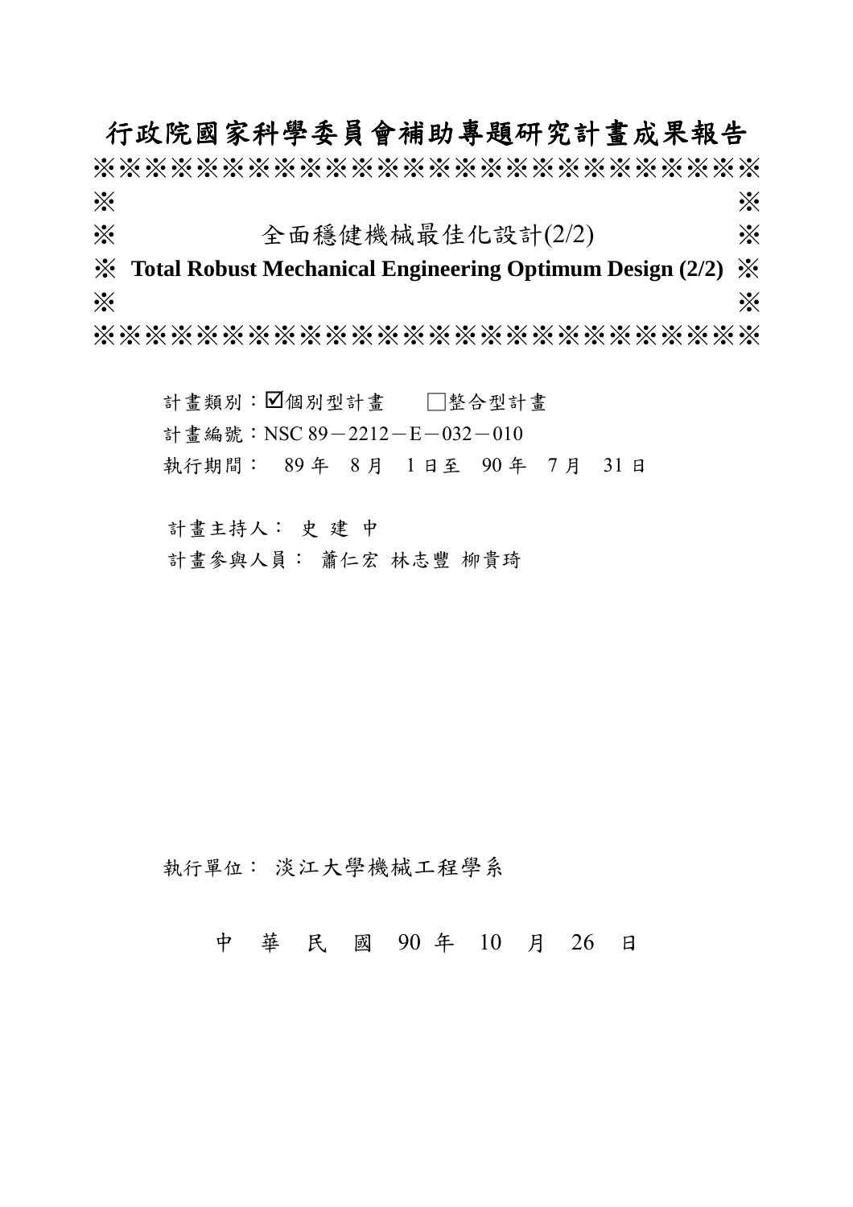# 行政院國家科學委員會補助專題研究計畫成果報告

※※※※※※※※※※※※※※※※※※※※※※※※※※

※　　　　　　　　　　　　　　　　　　　　　　　　※

※　　　　全面穩健機械最佳化設計(2/2)　　　　※

※ **Total Robust Mechanical Engineering Optimum Design (2/2)** ※

※　　　　　　　　　　　　　　　　　　　　　　　　※

※※※※※※※※※※※※※※※※※※※※※※※※※※

計畫類別：☑個別型計畫　　□整合型計畫

計畫編號：NSC 89－2212－E－032－010

執行期間：　89 年　8 月　1 日至　90 年　7 月　31 日

計畫主持人：　史 建 中

計畫參與人員：　蕭仁宏 林志豐 柳貴琦

執行單位：　淡江大學機械工程學系

中　華　民　國　90 年　10　月　26　日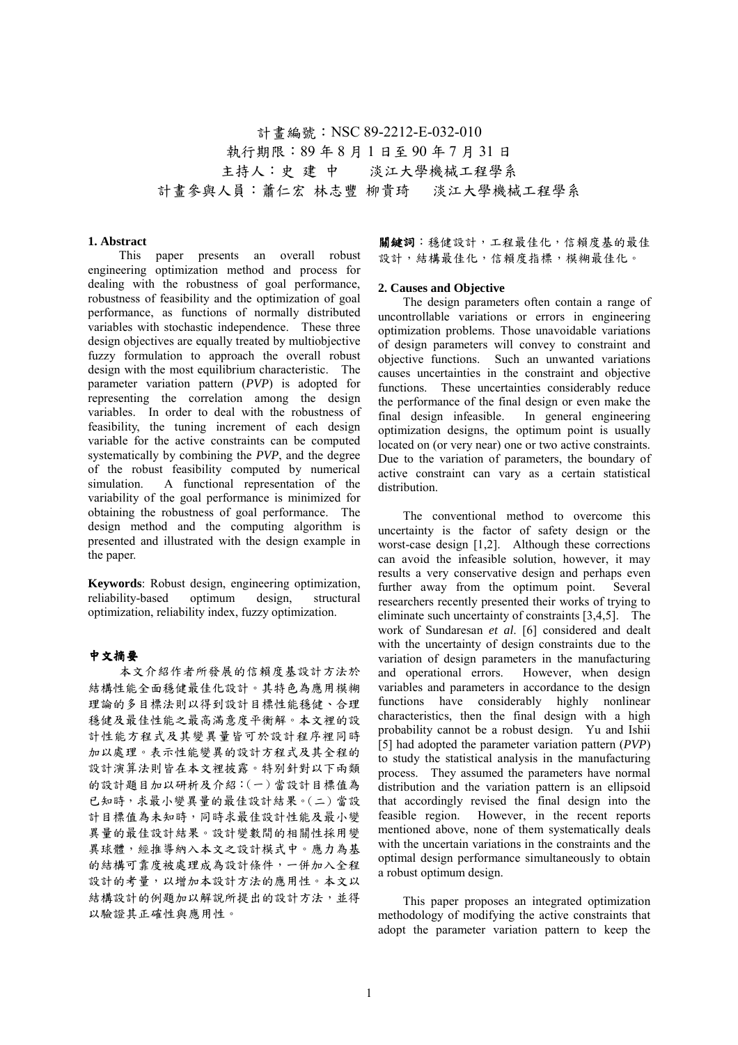計畫編號：NSC 89-2212-E-032-010

執行期限：89 年 8 月 1 日至 90 年 7 月 31 日

主持人：史 建 中　　淡江大學機械工程學系

計畫參與人員：蕭仁宏 林志豐 柳貴琦　淡江大學機械工程學系

**1. Abstract**

This paper presents an overall robust engineering optimization method and process for dealing with the robustness of goal performance, robustness of feasibility and the optimization of goal performance, as functions of normally distributed variables with stochastic independence. These three design objectives are equally treated by multiobjective fuzzy formulation to approach the overall robust design with the most equilibrium characteristic. The parameter variation pattern (*PVP*) is adopted for representing the correlation among the design variables. In order to deal with the robustness of feasibility, the tuning increment of each design variable for the active constraints can be computed systematically by combining the *PVP*, and the degree of the robust feasibility computed by numerical simulation. A functional representation of the variability of the goal performance is minimized for obtaining the robustness of goal performance. The design method and the computing algorithm is presented and illustrated with the design example in the paper.

**Keywords**: Robust design, engineering optimization, reliability-based optimum design, structural optimization, reliability index, fuzzy optimization.

**中文摘要**

本文介紹作者所發展的信賴度基設計方法於結構性能全面穩健最佳化設計。其特色為應用模糊理論的多目標法則以得到設計目標性能穩健、合理穩健及最佳性能之最高滿意度平衡解。本文裡的設計性能方程式及其變異量皆可於設計程序裡同時加以處理。表示性能變異的設計方程式及其全程的設計演算法則皆在本文裡披露。特別針對以下兩類的設計題目加以研析及介紹：(一)當設計目標值為已知時，求最小變異量的最佳設計結果。(二)當設計目標值為未知時，同時求最佳設計性能及最小變異量的最佳設計結果。設計變數間的相關性採用變異球體，經推導納入本文之設計模式中。應力為基的結構可靠度被處理成為設計條件，一併加入全程設計的考量，以增加本設計方法的應用性。本文以結構設計的例題加以解說所提出的設計方法，並得以驗證其正確性與應用性。

**關鍵詞**：穩健設計，工程最佳化，信賴度基的最佳設計，結構最佳化，信賴度指標，模糊最佳化。

**2. Causes and Objective**

The design parameters often contain a range of uncontrollable variations or errors in engineering optimization problems. Those unavoidable variations of design parameters will convey to constraint and objective functions. Such an unwanted variations causes uncertainties in the constraint and objective functions. These uncertainties considerably reduce the performance of the final design or even make the final design infeasible. In general engineering optimization designs, the optimum point is usually located on (or very near) one or two active constraints. Due to the variation of parameters, the boundary of active constraint can vary as a certain statistical distribution.

The conventional method to overcome this uncertainty is the factor of safety design or the worst-case design [1,2]. Although these corrections can avoid the infeasible solution, however, it may results a very conservative design and perhaps even further away from the optimum point. Several researchers recently presented their works of trying to eliminate such uncertainty of constraints [3,4,5]. The work of Sundaresan *et al*. [6] considered and dealt with the uncertainty of design constraints due to the variation of design parameters in the manufacturing and operational errors. However, when design variables and parameters in accordance to the design functions have considerably highly nonlinear characteristics, then the final design with a high probability cannot be a robust design. Yu and Ishii [5] had adopted the parameter variation pattern (*PVP*) to study the statistical analysis in the manufacturing process. They assumed the parameters have normal distribution and the variation pattern is an ellipsoid that accordingly revised the final design into the feasible region. However, in the recent reports mentioned above, none of them systematically deals with the uncertain variations in the constraints and the optimal design performance simultaneously to obtain a robust optimum design.

This paper proposes an integrated optimization methodology of modifying the active constraints that adopt the parameter variation pattern to keep the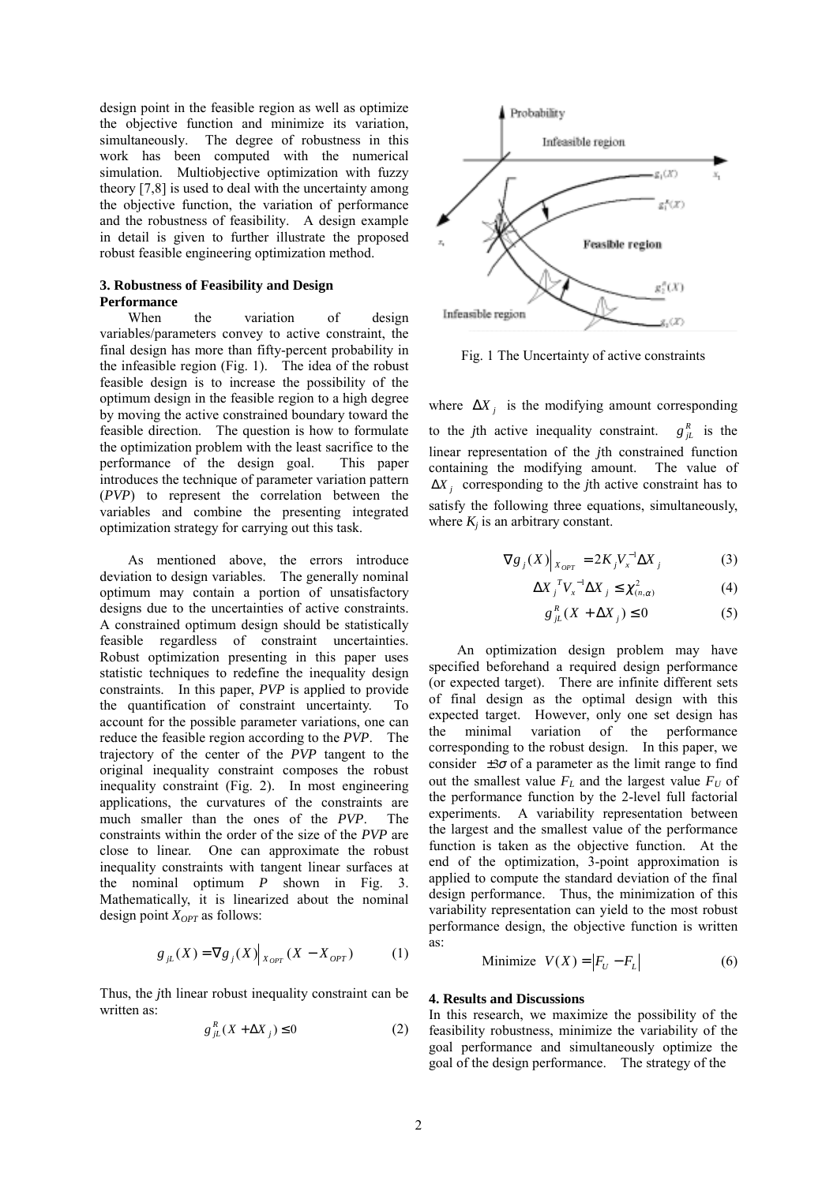design point in the feasible region as well as optimize the objective function and minimize its variation, simultaneously. The degree of robustness in this work has been computed with the numerical simulation. Multiobjective optimization with fuzzy theory [7,8] is used to deal with the uncertainty among the objective function, the variation of performance and the robustness of feasibility. A design example in detail is given to further illustrate the proposed robust feasible engineering optimization method.

## 3. Robustness of Feasibility and Design Performance

When the variation of design variables/parameters convey to active constraint, the final design has more than fifty-percent probability in the infeasible region (Fig. 1). The idea of the robust feasible design is to increase the possibility of the optimum design in the feasible region to a high degree by moving the active constrained boundary toward the feasible direction. The question is how to formulate the optimization problem with the least sacrifice to the performance of the design goal. This paper introduces the technique of parameter variation pattern (*PVP*) to represent the correlation between the variables and combine the presenting integrated optimization strategy for carrying out this task.

As mentioned above, the errors introduce deviation to design variables. The generally nominal optimum may contain a portion of unsatisfactory designs due to the uncertainties of active constraints. A constrained optimum design should be statistically feasible regardless of constraint uncertainties. Robust optimization presenting in this paper uses statistic techniques to redefine the inequality design constraints. In this paper, *PVP* is applied to provide the quantification of constraint uncertainty. To account for the possible parameter variations, one can reduce the feasible region according to the *PVP*. The trajectory of the center of the *PVP* tangent to the original inequality constraint composes the robust inequality constraint (Fig. 2). In most engineering applications, the curvatures of the constraints are much smaller than the ones of the *PVP*. The constraints within the order of the size of the *PVP* are close to linear. One can approximate the robust inequality constraints with tangent linear surfaces at the nominal optimum *P* shown in Fig. 3. Mathematically, it is linearized about the nominal design point $X_{OPT}$ as follows:

$$g_{jL}(X) = \nabla g_j(X)\big|_{X_{OPT}} (X - X_{OPT}) \tag{1}$$

Thus, the *j*th linear robust inequality constraint can be written as:

$$g^R_{jL}(X + \Delta X_j) \le 0 \tag{2}$$

Probability

Infeasible region

$g_1(X)$

$x_1$

$g_1^R(X)$

$x_2$

Feasible region

$g_2^R(X)$

Infeasible region

$g_2(X)$

Fig. 1 The Uncertainty of active constraints

where $\Delta X_j$ is the modifying amount corresponding to the *j*th active inequality constraint. $g^R_{jL}$ is the linear representation of the *j*th constrained function containing the modifying amount. The value of $\Delta X_j$ corresponding to the *j*th active constraint has to satisfy the following three equations, simultaneously, where $K_j$ is an arbitrary constant.

$$\nabla g_j(X)\big|_{X_{OPT}} = 2K_j V_x^{-1} \Delta X_j \tag{3}$$

$$\Delta X_j^{\,T} V_x^{-1} \Delta X_j \le \chi^2_{(n,\alpha)} \tag{4}$$

$$g^R_{jL}(X + \Delta X_j) \le 0 \tag{5}$$

An optimization design problem may have specified beforehand a required design performance (or expected target). There are infinite different sets of final design as the optimal design with this expected target. However, only one set design has the minimal variation of the performance corresponding to the robust design. In this paper, we consider $\pm 3\sigma$ of a parameter as the limit range to find out the smallest value $F_L$ and the largest value $F_U$ of the performance function by the 2-level full factorial experiments. A variability representation between the largest and the smallest value of the performance function is taken as the objective function. At the end of the optimization, 3-point approximation is applied to compute the standard deviation of the final design performance. Thus, the minimization of this variability representation can yield to the most robust performance design, the objective function is written as:

$$\text{Minimize} \quad V(X) = \left| F_U - F_L \right| \tag{6}$$

## 4. Results and Discussions

In this research, we maximize the possibility of the feasibility robustness, minimize the variability of the goal performance and simultaneously optimize the goal of the design performance. The strategy of the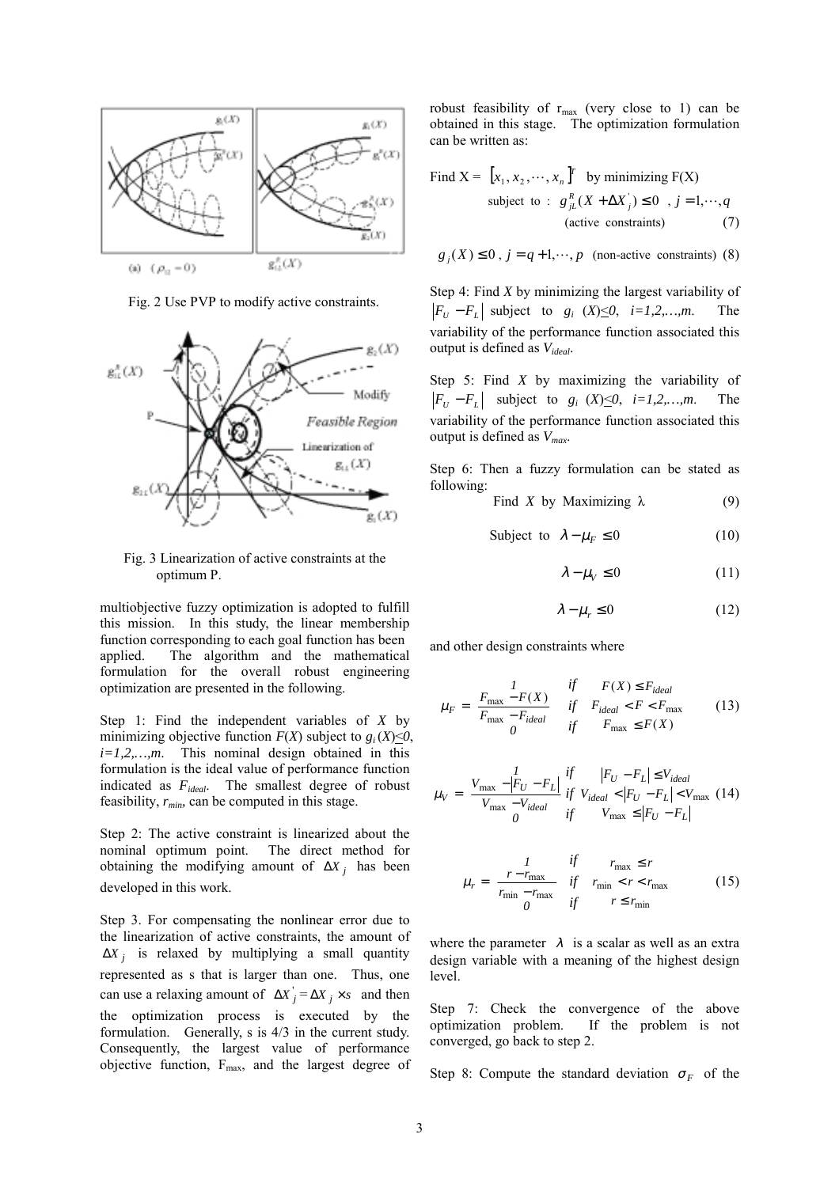(a) $(\rho_{i2} = 0)$

Fig. 2 Use PVP to modify active constraints.

g2(X)

$g_{1L}^R(X)$

Modify

P

Feasible Region

Linearization of $g_{1L}(X)$

$g_{2L}(X)$

$g_1(X)$

Fig. 3 Linearization of active constraints at the optimum P.

multiobjective fuzzy optimization is adopted to fulfill this mission. In this study, the linear membership function corresponding to each goal function has been applied. The algorithm and the mathematical formulation for the overall robust engineering optimization are presented in the following.

Step 1: Find the independent variables of $X$ by minimizing objective function $F(X)$ subject to $g_i(X) \le 0$, $i=1,2,\ldots,m$. This nominal design obtained in this formulation is the ideal value of performance function indicated as $F_{ideal}$. The smallest degree of robust feasibility, $r_{min}$, can be computed in this stage.

Step 2: The active constraint is linearized about the nominal optimum point. The direct method for obtaining the modifying amount of $\Delta X_j$ has been developed in this work.

Step 3. For compensating the nonlinear error due to the linearization of active constraints, the amount of $\Delta X_j$ is relaxed by multiplying a small quantity represented as s that is larger than one. Thus, one can use a relaxing amount of $\Delta X_j^{'} = \Delta X_j \times s$ and then the optimization process is executed by the formulation. Generally, s is 4/3 in the current study. Consequently, the largest value of performance objective function, $F_{max}$, and the largest degree of robust feasibility of $r_{max}$ (very close to 1) can be obtained in this stage. The optimization formulation can be written as:

$$\text{Find } X = \left[x_1, x_2, \cdots, x_n\right]^T \text{ by minimizing } F(X)$$

$$\text{subject to : } g_{jL}^R(X + \Delta X_j^{'}) \le 0 \ , \ j = 1,\cdots,q \quad \text{(active constraints)} \tag{7}$$

$$g_j(X) \le 0 \ , \ j = q+1,\cdots,p \quad \text{(non-active constraints)} \tag{8}$$

Step 4: Find $X$ by minimizing the largest variability of $|F_U - F_L|$ subject to $g_i(X) \le 0$, $i=1,2,\ldots,m$. The variability of the performance function associated this output is defined as $V_{ideal}$.

Step 5: Find $X$ by maximizing the variability of $|F_U - F_L|$ subject to $g_i(X) \le 0$, $i=1,2,\ldots,m$. The variability of the performance function associated this output is defined as $V_{max}$.

Step 6: Then a fuzzy formulation can be stated as following:

$$\text{Find } X \text{ by Maximizing } \lambda \tag{9}$$

$$\text{Subject to } \lambda - \mu_F \le 0 \tag{10}$$

$$\lambda - \mu_V \le 0 \tag{11}$$

$$\lambda - \mu_r \le 0 \tag{12}$$

and other design constraints where

$$\mu_F = \begin{cases} 1 & if \quad F(X) \le F_{ideal} \\ \dfrac{F_{max} - F(X)}{F_{max} - F_{ideal}} & if \quad F_{ideal} < F < F_{max} \\ 0 & if \quad F_{max} \le F(X) \end{cases} \tag{13}$$

$$\mu_V = \begin{cases} 1 & if \quad |F_U - F_L| \le V_{ideal} \\ \dfrac{V_{max} - |F_U - F_L|}{V_{max} - V_{ideal}} & if \ V_{ideal} < |F_U - F_L| < V_{max} \\ 0 & if \quad V_{max} \le |F_U - F_L| \end{cases} \tag{14}$$

$$\mu_r = \begin{cases} 1 & if \quad r_{max} \le r \\ \dfrac{r - r_{max}}{r_{min} - r_{max}} & if \quad r_{min} < r < r_{max} \\ 0 & if \quad r \le r_{min} \end{cases} \tag{15}$$

where the parameter $\lambda$ is a scalar as well as an extra design variable with a meaning of the highest design level.

Step 7: Check the convergence of the above optimization problem. If the problem is not converged, go back to step 2.

Step 8: Compute the standard deviation $\sigma_F$ of the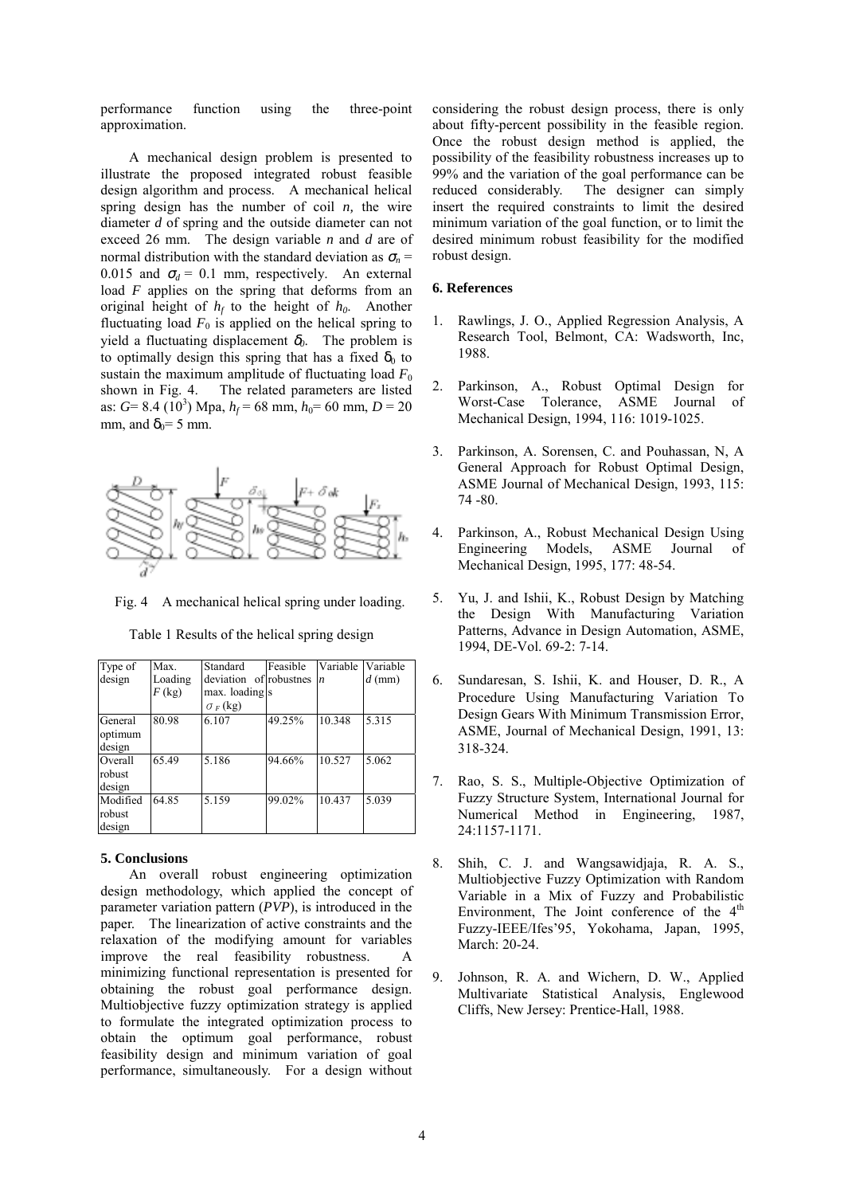performance function using the three-point approximation.

A mechanical design problem is presented to illustrate the proposed integrated robust feasible design algorithm and process. A mechanical helical spring design has the number of coil $n$, the wire diameter $d$ of spring and the outside diameter can not exceed 26 mm. The design variable $n$ and $d$ are of normal distribution with the standard deviation as $\sigma_n$ = 0.015 and $\sigma_d$ = 0.1 mm, respectively. An external load $F$ applies on the spring that deforms from an original height of $h_f$ to the height of $h_0$. Another fluctuating load $F_0$ is applied on the helical spring to yield a fluctuating displacement $\delta_0$. The problem is to optimally design this spring that has a fixed $\delta_0$ to sustain the maximum amplitude of fluctuating load $F_0$ shown in Fig. 4. The related parameters are listed as: $G$= 8.4 ($10^3$) Mpa, $h_f$ = 68 mm, $h_0$= 60 mm, $D$ = 20 mm, and $\delta_0$= 5 mm.

D
F
$\delta_0$
$F+\delta ak$
$F_s$
$h_f$
$h_0$
$h_s$
d

Fig. 4 A mechanical helical spring under loading.

Table 1 Results of the helical spring design

| Type of design | Max. Loading $F$ (kg) | Standard deviation of max. loading $\sigma_F$ (kg) | Feasible robustness | Variable $n$ | Variable $d$ (mm) |
|---|---|---|---|---|---|
| General optimum design | 80.98 | 6.107 | 49.25% | 10.348 | 5.315 |
| Overall robust design | 65.49 | 5.186 | 94.66% | 10.527 | 5.062 |
| Modified robust design | 64.85 | 5.159 | 99.02% | 10.437 | 5.039 |

## 5. Conclusions

An overall robust engineering optimization design methodology, which applied the concept of parameter variation pattern (*PVP*), is introduced in the paper. The linearization of active constraints and the relaxation of the modifying amount for variables improve the real feasibility robustness. A minimizing functional representation is presented for obtaining the robust goal performance design. Multiobjective fuzzy optimization strategy is applied to formulate the integrated optimization process to obtain the optimum goal performance, robust feasibility design and minimum variation of goal performance, simultaneously. For a design without considering the robust design process, there is only about fifty-percent possibility in the feasible region. Once the robust design method is applied, the possibility of the feasibility robustness increases up to 99% and the variation of the goal performance can be reduced considerably. The designer can simply insert the required constraints to limit the desired minimum variation of the goal function, or to limit the desired minimum robust feasibility for the modified robust design.

## 6. References

1. Rawlings, J. O., Applied Regression Analysis, A Research Tool, Belmont, CA: Wadsworth, Inc, 1988.

2. Parkinson, A., Robust Optimal Design for Worst-Case Tolerance, ASME Journal of Mechanical Design, 1994, 116: 1019-1025.

3. Parkinson, A. Sorensen, C. and Pouhassan, N, A General Approach for Robust Optimal Design, ASME Journal of Mechanical Design, 1993, 115: 74 -80.

4. Parkinson, A., Robust Mechanical Design Using Engineering Models, ASME Journal of Mechanical Design, 1995, 177: 48-54.

5. Yu, J. and Ishii, K., Robust Design by Matching the Design With Manufacturing Variation Patterns, Advance in Design Automation, ASME, 1994, DE-Vol. 69-2: 7-14.

6. Sundaresan, S. Ishii, K. and Houser, D. R., A Procedure Using Manufacturing Variation To Design Gears With Minimum Transmission Error, ASME, Journal of Mechanical Design, 1991, 13: 318-324.

7. Rao, S. S., Multiple-Objective Optimization of Fuzzy Structure System, International Journal for Numerical Method in Engineering, 1987, 24:1157-1171.

8. Shih, C. J. and Wangsawidjaja, R. A. S., Multiobjective Fuzzy Optimization with Random Variable in a Mix of Fuzzy and Probabilistic Environment, The Joint conference of the 4th Fuzzy-IEEE/Ifes'95, Yokohama, Japan, 1995, March: 20-24.

9. Johnson, R. A. and Wichern, D. W., Applied Multivariate Statistical Analysis, Englewood Cliffs, New Jersey: Prentice-Hall, 1988.